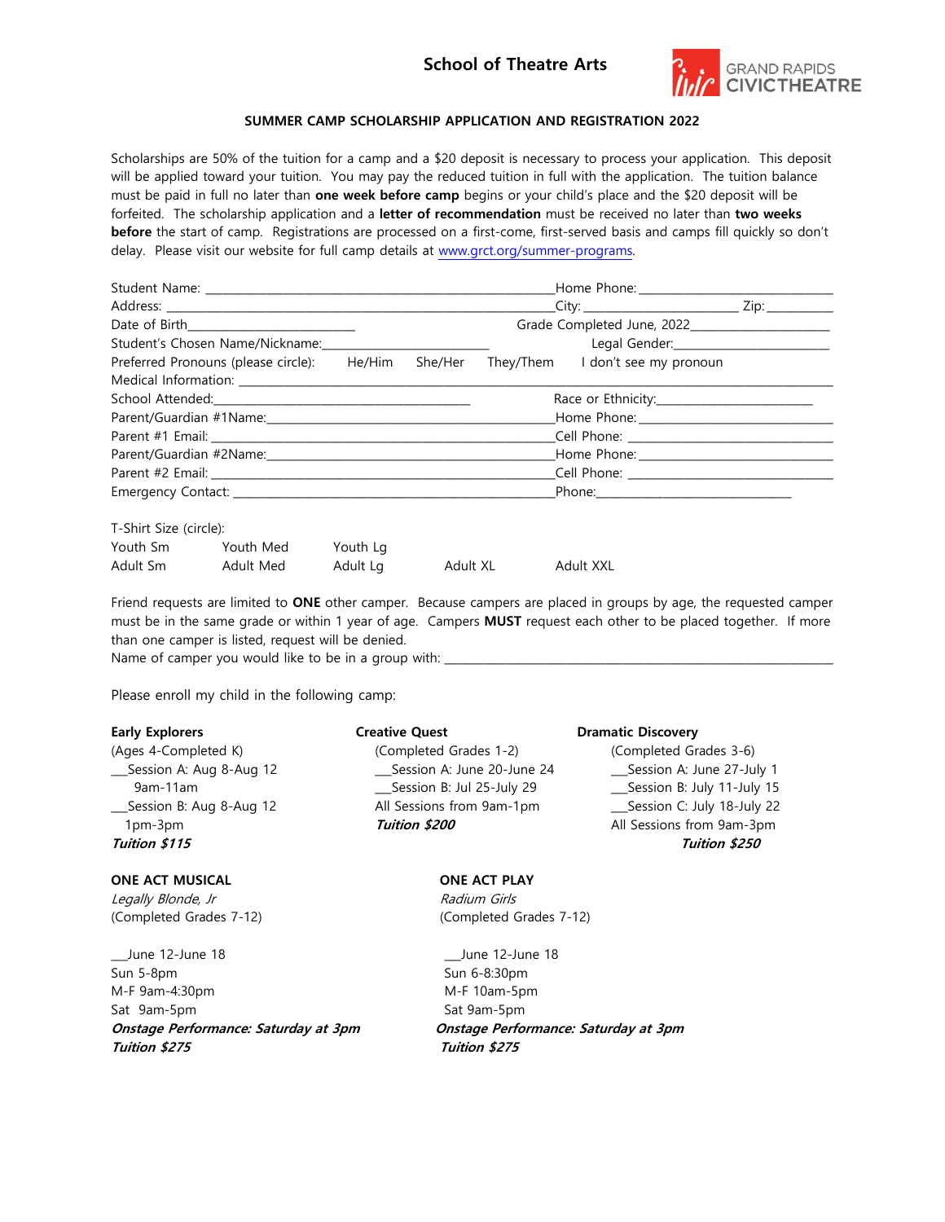# School of Theatre Arts

GRAND RAPIDS CIVICTHEATRE

## SUMMER CAMP SCHOLARSHIP APPLICATION AND REGISTRATION 2022

Scholarships are 50% of the tuition for a camp and a $20 deposit is necessary to process your application. This deposit will be applied toward your tuition. You may pay the reduced tuition in full with the application. The tuition balance must be paid in full no later than **one week before camp** begins or your child's place and the $20 deposit will be forfeited. The scholarship application and a **letter of recommendation** must be received no later than **two weeks before** the start of camp. Registrations are processed on a first-come, first-served basis and camps fill quickly so don't delay. Please visit our website for full camp details at www.grct.org/summer-programs.

Student Name: ______________________________ Home Phone: ____________________

Address: ______________________________ City: ______________ Zip: __________

Date of Birth______________________ Grade Completed June, 2022____________________

Student's Chosen Name/Nickname:______________________ Legal Gender:______________________

Preferred Pronouns (please circle): He/Him She/Her They/Them I don't see my pronoun

Medical Information: ________________________________________________________________

School Attended:______________________________ Race or Ethnicity:______________________

Parent/Guardian #1Name:______________________________ Home Phone: ____________________

Parent #1 Email: ______________________________ Cell Phone: ____________________

Parent/Guardian #2Name:______________________________ Home Phone: ____________________

Parent #2 Email: ______________________________ Cell Phone: ____________________

Emergency Contact: ______________________________ Phone:____________________

T-Shirt Size (circle):

Youth Sm Youth Med Youth Lg

Adult Sm Adult Med Adult Lg Adult XL Adult XXL

Friend requests are limited to **ONE** other camper. Because campers are placed in groups by age, the requested camper must be in the same grade or within 1 year of age. Campers **MUST** request each other to be placed together. If more than one camper is listed, request will be denied.

Name of camper you would like to be in a group with: ______________________________________________

Please enroll my child in the following camp:

**Early Explorers**
(Ages 4-Completed K)
___Session A: Aug 8-Aug 12
9am-11am
___Session B: Aug 8-Aug 12
1pm-3pm
***Tuition $115***

**Creative Quest**
(Completed Grades 1-2)
___Session A: June 20-June 24
___Session B: Jul 25-July 29
All Sessions from 9am-1pm
***Tuition $200***

**Dramatic Discovery**
(Completed Grades 3-6)
___Session A: June 27-July 1
___Session B: July 11-July 15
___Session C: July 18-July 22
All Sessions from 9am-3pm
***Tuition $250***

**ONE ACT MUSICAL**
*Legally Blonde, Jr*
(Completed Grades 7-12)

___June 12-June 18
Sun 5-8pm
M-F 9am-4:30pm
Sat 9am-5pm
***Onstage Performance: Saturday at 3pm***
***Tuition $275***

**ONE ACT PLAY**
*Radium Girls*
(Completed Grades 7-12)

___June 12-June 18
Sun 6-8:30pm
M-F 10am-5pm
Sat 9am-5pm
***Onstage Performance: Saturday at 3pm***
***Tuition $275***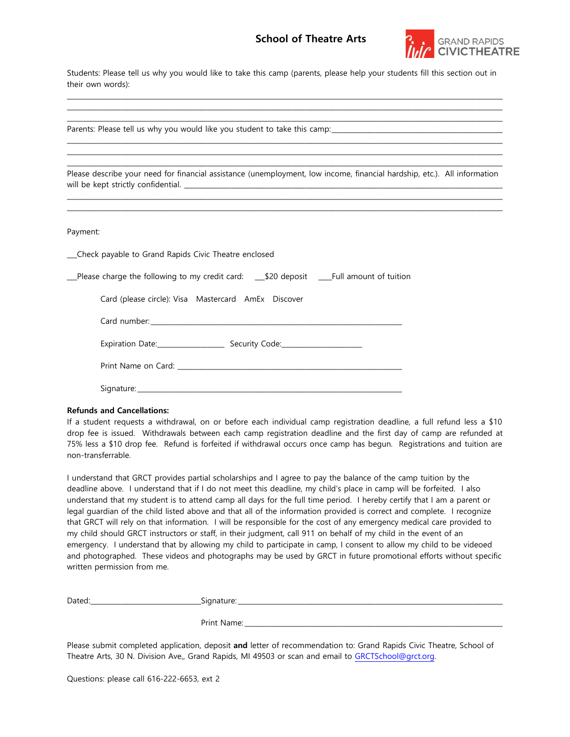## School of Theatre Arts

GRAND RAPIDS CIVICTHEATRE

Students: Please tell us why you would like to take this camp (parents, please help your students fill this section out in their own words):

\_\_\_\_\_\_\_\_\_\_\_\_\_\_\_\_\_\_\_\_\_\_\_\_\_\_\_\_\_\_\_\_\_\_\_\_\_\_\_\_\_\_\_\_\_\_\_\_\_\_\_\_\_\_\_\_\_\_\_\_\_\_\_\_\_\_\_\_\_\_\_\_\_\_\_\_\_\_\_\_\_\_\_\_\_\_\_\_\_\_\_\_\_\_

\_\_\_\_\_\_\_\_\_\_\_\_\_\_\_\_\_\_\_\_\_\_\_\_\_\_\_\_\_\_\_\_\_\_\_\_\_\_\_\_\_\_\_\_\_\_\_\_\_\_\_\_\_\_\_\_\_\_\_\_\_\_\_\_\_\_\_\_\_\_\_\_\_\_\_\_\_\_\_\_\_\_\_\_\_\_\_\_\_\_\_\_\_\_

\_\_\_\_\_\_\_\_\_\_\_\_\_\_\_\_\_\_\_\_\_\_\_\_\_\_\_\_\_\_\_\_\_\_\_\_\_\_\_\_\_\_\_\_\_\_\_\_\_\_\_\_\_\_\_\_\_\_\_\_\_\_\_\_\_\_\_\_\_\_\_\_\_\_\_\_\_\_\_\_\_\_\_\_\_\_\_\_\_\_\_\_\_\_

Parents: Please tell us why you would like you student to take this camp:\_\_\_\_\_\_\_\_\_\_\_\_\_\_\_\_\_\_\_\_\_\_\_\_\_\_\_\_\_\_\_\_\_\_\_\_\_\_\_\_\_\_

\_\_\_\_\_\_\_\_\_\_\_\_\_\_\_\_\_\_\_\_\_\_\_\_\_\_\_\_\_\_\_\_\_\_\_\_\_\_\_\_\_\_\_\_\_\_\_\_\_\_\_\_\_\_\_\_\_\_\_\_\_\_\_\_\_\_\_\_\_\_\_\_\_\_\_\_\_\_\_\_\_\_\_\_\_\_\_\_\_\_\_\_\_\_

\_\_\_\_\_\_\_\_\_\_\_\_\_\_\_\_\_\_\_\_\_\_\_\_\_\_\_\_\_\_\_\_\_\_\_\_\_\_\_\_\_\_\_\_\_\_\_\_\_\_\_\_\_\_\_\_\_\_\_\_\_\_\_\_\_\_\_\_\_\_\_\_\_\_\_\_\_\_\_\_\_\_\_\_\_\_\_\_\_\_\_\_\_\_

\_\_\_\_\_\_\_\_\_\_\_\_\_\_\_\_\_\_\_\_\_\_\_\_\_\_\_\_\_\_\_\_\_\_\_\_\_\_\_\_\_\_\_\_\_\_\_\_\_\_\_\_\_\_\_\_\_\_\_\_\_\_\_\_\_\_\_\_\_\_\_\_\_\_\_\_\_\_\_\_\_\_\_\_\_\_\_\_\_\_\_\_\_\_

Please describe your need for financial assistance (unemployment, low income, financial hardship, etc.). All information will be kept strictly confidential. \_\_\_\_\_\_\_\_\_\_\_\_\_\_\_\_\_\_\_\_\_\_\_\_\_\_\_\_\_\_\_\_\_\_\_\_\_\_\_\_\_\_\_\_\_\_\_\_\_\_\_\_\_\_\_\_\_\_\_\_\_\_\_\_\_\_\_\_\_\_

\_\_\_\_\_\_\_\_\_\_\_\_\_\_\_\_\_\_\_\_\_\_\_\_\_\_\_\_\_\_\_\_\_\_\_\_\_\_\_\_\_\_\_\_\_\_\_\_\_\_\_\_\_\_\_\_\_\_\_\_\_\_\_\_\_\_\_\_\_\_\_\_\_\_\_\_\_\_\_\_\_\_\_\_\_\_\_\_\_\_\_\_\_\_

\_\_\_\_\_\_\_\_\_\_\_\_\_\_\_\_\_\_\_\_\_\_\_\_\_\_\_\_\_\_\_\_\_\_\_\_\_\_\_\_\_\_\_\_\_\_\_\_\_\_\_\_\_\_\_\_\_\_\_\_\_\_\_\_\_\_\_\_\_\_\_\_\_\_\_\_\_\_\_\_\_\_\_\_\_\_\_\_\_\_\_\_\_\_

Payment:

\_\_\_Check payable to Grand Rapids Civic Theatre enclosed

\_\_\_Please charge the following to my credit card: \_\_\_$20 deposit \_\_\_\_Full amount of tuition

Card (please circle): Visa Mastercard AmEx Discover

Card number:\_\_\_\_\_\_\_\_\_\_\_\_\_\_\_\_\_\_\_\_\_\_\_\_\_\_\_\_\_\_\_\_\_\_\_\_\_\_\_\_\_\_\_\_\_\_\_\_\_\_\_\_\_\_\_\_\_\_\_\_\_\_\_

Expiration Date:\_\_\_\_\_\_\_\_\_\_\_\_\_\_\_\_\_ Security Code:\_\_\_\_\_\_\_\_\_\_\_\_\_\_\_\_\_\_\_\_

Print Name on Card: \_\_\_\_\_\_\_\_\_\_\_\_\_\_\_\_\_\_\_\_\_\_\_\_\_\_\_\_\_\_\_\_\_\_\_\_\_\_\_\_\_\_\_\_\_\_\_\_\_\_\_\_\_\_\_\_\_\_

Signature:\_\_\_\_\_\_\_\_\_\_\_\_\_\_\_\_\_\_\_\_\_\_\_\_\_\_\_\_\_\_\_\_\_\_\_\_\_\_\_\_\_\_\_\_\_\_\_\_\_\_\_\_\_\_\_\_\_\_\_\_\_\_\_\_\_\_

**Refunds and Cancellations:**
If a student requests a withdrawal, on or before each individual camp registration deadline, a full refund less a $10 drop fee is issued. Withdrawals between each camp registration deadline and the first day of camp are refunded at 75% less a $10 drop fee. Refund is forfeited if withdrawal occurs once camp has begun. Registrations and tuition are non-transferrable.

I understand that GRCT provides partial scholarships and I agree to pay the balance of the camp tuition by the deadline above. I understand that if I do not meet this deadline, my child's place in camp will be forfeited. I also understand that my student is to attend camp all days for the full time period. I hereby certify that I am a parent or legal guardian of the child listed above and that all of the information provided is correct and complete. I recognize that GRCT will rely on that information. I will be responsible for the cost of any emergency medical care provided to my child should GRCT instructors or staff, in their judgment, call 911 on behalf of my child in the event of an emergency. I understand that by allowing my child to participate in camp, I consent to allow my child to be videoed and photographed. These videos and photographs may be used by GRCT in future promotional efforts without specific written permission from me.

Dated:\_\_\_\_\_\_\_\_\_\_\_\_\_\_\_\_\_\_\_\_\_\_\_\_\_\_\_\_Signature:\_\_\_\_\_\_\_\_\_\_\_\_\_\_\_\_\_\_\_\_\_\_\_\_\_\_\_\_\_\_\_\_\_\_\_\_\_\_\_\_\_\_\_\_\_\_\_\_\_\_\_\_\_\_\_\_\_\_\_\_\_\_\_\_\_\_\_\_

Print Name:\_\_\_\_\_\_\_\_\_\_\_\_\_\_\_\_\_\_\_\_\_\_\_\_\_\_\_\_\_\_\_\_\_\_\_\_\_\_\_\_\_\_\_\_\_\_\_\_\_\_\_\_\_\_\_\_\_\_\_\_\_\_\_\_\_\_\_\_

Please submit completed application, deposit **and** letter of recommendation to: Grand Rapids Civic Theatre, School of Theatre Arts, 30 N. Division Ave,, Grand Rapids, MI 49503 or scan and email to GRCTSchool@grct.org.

Questions: please call 616-222-6653, ext 2